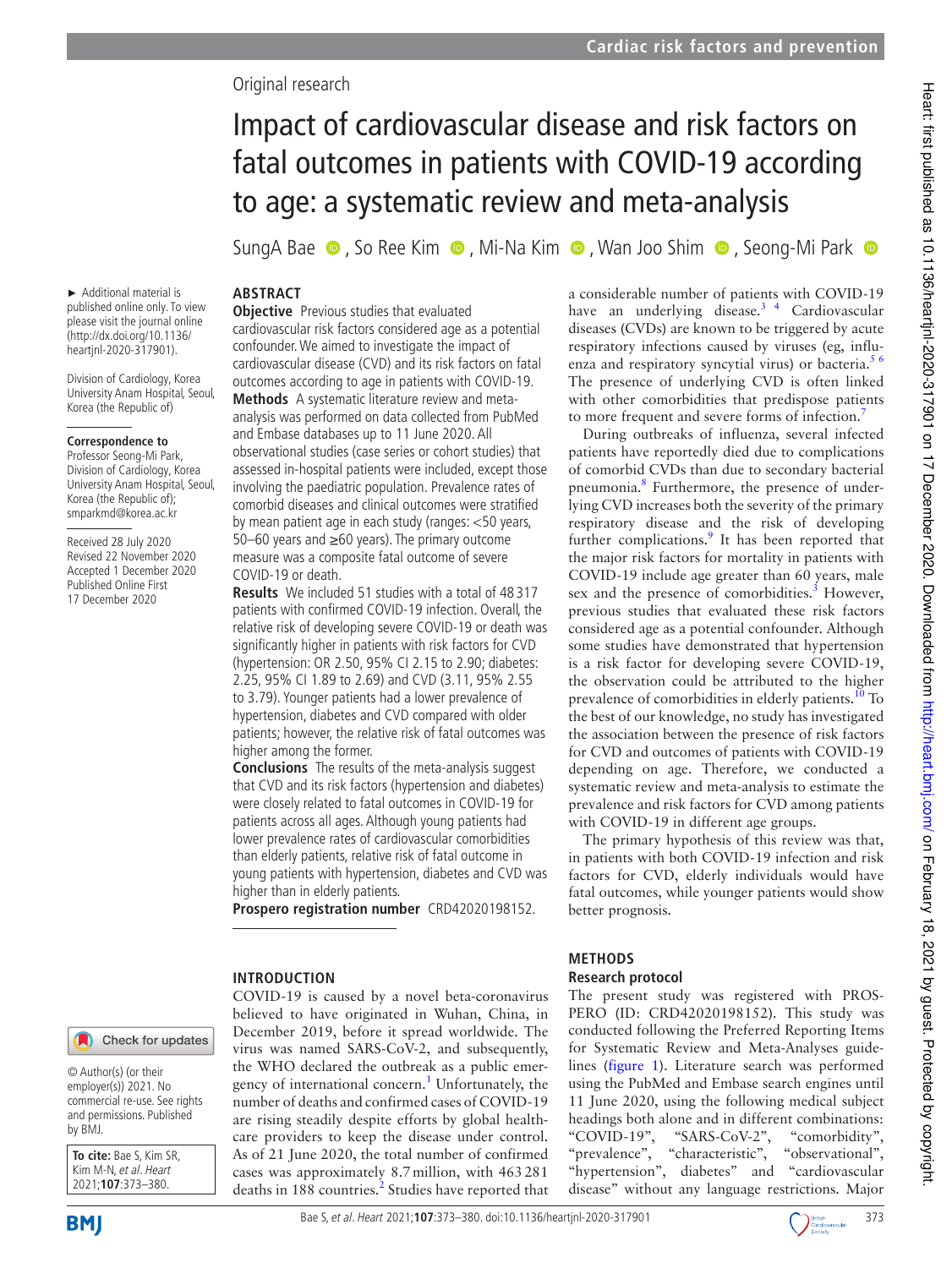Original research

# Impact of cardiovascular disease and risk factors on fatal outcomes in patients with COVID-19 according to age: a systematic review and meta-analysis

SungA Bae, So Ree Kim, Mi-Na Kim, Wan Joo Shim, Seong-Mi Park

► Additional material is published online only. To view please visit the journal online (http://dx.doi.org/10.1136/heartjnl-2020-317901).

Division of Cardiology, Korea University Anam Hospital, Seoul, Korea (the Republic of)

**Correspondence to**
Professor Seong-Mi Park, Division of Cardiology, Korea University Anam Hospital, Seoul, Korea (the Republic of); smparkmd@korea.ac.kr

Received 28 July 2020
Revised 22 November 2020
Accepted 1 December 2020
Published Online First 17 December 2020

## ABSTRACT

**Objective** Previous studies that evaluated cardiovascular risk factors considered age as a potential confounder. We aimed to investigate the impact of cardiovascular disease (CVD) and its risk factors on fatal outcomes according to age in patients with COVID-19.

**Methods** A systematic literature review and meta-analysis was performed on data collected from PubMed and Embase databases up to 11 June 2020. All observational studies (case series or cohort studies) that assessed in-hospital patients were included, except those involving the paediatric population. Prevalence rates of comorbid diseases and clinical outcomes were stratified by mean patient age in each study (ranges: <50 years, 50–60 years and ≥60 years). The primary outcome measure was a composite fatal outcome of severe COVID-19 or death.

**Results** We included 51 studies with a total of 48 317 patients with confirmed COVID-19 infection. Overall, the relative risk of developing severe COVID-19 or death was significantly higher in patients with risk factors for CVD (hypertension: OR 2.50, 95% CI 2.15 to 2.90; diabetes: 2.25, 95% CI 1.89 to 2.69) and CVD (3.11, 95% 2.55 to 3.79). Younger patients had a lower prevalence of hypertension, diabetes and CVD compared with older patients; however, the relative risk of fatal outcomes was higher among the former.

**Conclusions** The results of the meta-analysis suggest that CVD and its risk factors (hypertension and diabetes) were closely related to fatal outcomes in COVID-19 for patients across all ages. Although young patients had lower prevalence rates of cardiovascular comorbidities than elderly patients, relative risk of fatal outcome in young patients with hypertension, diabetes and CVD was higher than in elderly patients.

**Prospero registration number** CRD42020198152.

## INTRODUCTION

COVID-19 is caused by a novel beta-coronavirus believed to have originated in Wuhan, China, in December 2019, before it spread worldwide. The virus was named SARS-CoV-2, and subsequently, the WHO declared the outbreak as a public emergency of international concern.[1] Unfortunately, the number of deaths and confirmed cases of COVID-19 are rising steadily despite efforts by global healthcare providers to keep the disease under control. As of 21 June 2020, the total number of confirmed cases was approximately 8.7 million, with 463 281 deaths in 188 countries.[2] Studies have reported that a considerable number of patients with COVID-19 have an underlying disease.[3 4] Cardiovascular diseases (CVDs) are known to be triggered by acute respiratory infections caused by viruses (eg, influenza and respiratory syncytial virus) or bacteria.[5 6] The presence of underlying CVD is often linked with other comorbidities that predispose patients to more frequent and severe forms of infection.[7]

During outbreaks of influenza, several infected patients have reportedly died due to complications of comorbid CVDs than due to secondary bacterial pneumonia.[8] Furthermore, the presence of underlying CVD increases both the severity of the primary respiratory disease and the risk of developing further complications.[9] It has been reported that the major risk factors for mortality in patients with COVID-19 include age greater than 60 years, male sex and the presence of comorbidities.[3] However, previous studies that evaluated these risk factors considered age as a potential confounder. Although some studies have demonstrated that hypertension is a risk factor for developing severe COVID-19, the observation could be attributed to the higher prevalence of comorbidities in elderly patients.[10] To the best of our knowledge, no study has investigated the association between the presence of risk factors for CVD and outcomes of patients with COVID-19 depending on age. Therefore, we conducted a systematic review and meta-analysis to estimate the prevalence and risk factors for CVD among patients with COVID-19 in different age groups.

The primary hypothesis of this review was that, in patients with both COVID-19 infection and risk factors for CVD, elderly individuals would have fatal outcomes, while younger patients would show better prognosis.

## METHODS

### Research protocol

The present study was registered with PROSPERO (ID: CRD42020198152). This study was conducted following the Preferred Reporting Items for Systematic Review and Meta-Analyses guidelines (figure 1). Literature search was performed using the PubMed and Embase search engines until 11 June 2020, using the following medical subject headings both alone and in different combinations: "COVID-19", "SARS-CoV-2", "comorbidity", "prevalence", "characteristic", "observational", "hypertension", diabetes" and "cardiovascular disease" without any language restrictions. Major

© Author(s) (or their employer(s)) 2021. No commercial re-use. See rights and permissions. Published by BMJ.

**To cite:** Bae S, Kim SR, Kim M-N, *et al. Heart* 2021;**107**:373–380.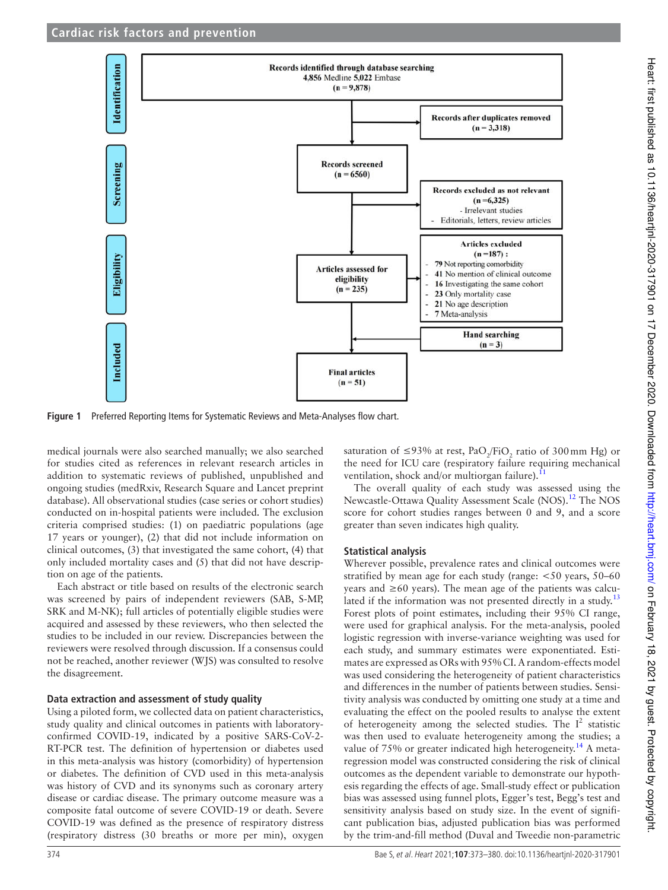Records identified through database searching
4,856 Medline 5,022 Embase
(n = 9,878)

Records after duplicates removed
(n = 3,318)

Records screened
(n = 6560)

Records excluded as not relevant
(n =6,325)
- Irrelevant studies
- Editorials, letters, review articles

Articles assessed for eligibility
(n = 235)

Articles excluded
(n =187) :
- 79 Not reporting comorbidity
- 41 No mention of clinical outcome
- 16 Investigating the same cohort
- 23 Only mortality case
- 21 No age description
- 7 Meta-analysis

Hand searching
(n = 3)

Final articles
(n = 51)

Identification | Screening | Eligibility | Included

**Figure 1** Preferred Reporting Items for Systematic Reviews and Meta-Analyses flow chart.

medical journals were also searched manually; we also searched for studies cited as references in relevant research articles in addition to systematic reviews of published, unpublished and ongoing studies (medRxiv, Research Square and Lancet preprint database). All observational studies (case series or cohort studies) conducted on in-hospital patients were included. The exclusion criteria comprised studies: (1) on paediatric populations (age 17 years or younger), (2) that did not include information on clinical outcomes, (3) that investigated the same cohort, (4) that only included mortality cases and (5) that did not have description on age of the patients.

Each abstract or title based on results of the electronic search was screened by pairs of independent reviewers (SAB, S-MP, SRK and M-NK); full articles of potentially eligible studies were acquired and assessed by these reviewers, who then selected the studies to be included in our review. Discrepancies between the reviewers were resolved through discussion. If a consensus could not be reached, another reviewer (WJS) was consulted to resolve the disagreement.

### Data extraction and assessment of study quality

Using a piloted form, we collected data on patient characteristics, study quality and clinical outcomes in patients with laboratory-confirmed COVID-19, indicated by a positive SARS-CoV-2-RT-PCR test. The definition of hypertension or diabetes used in this meta-analysis was history (comorbidity) of hypertension or diabetes. The definition of CVD used in this meta-analysis was history of CVD and its synonyms such as coronary artery disease or cardiac disease. The primary outcome measure was a composite fatal outcome of severe COVID-19 or death. Severe COVID-19 was defined as the presence of respiratory distress (respiratory distress (30 breaths or more per min), oxygen saturation of ≤93% at rest, $PaO_2/FiO_2$ ratio of 300 mm Hg) or the need for ICU care (respiratory failure requiring mechanical ventilation, shock and/or multiorgan failure).[11]

The overall quality of each study was assessed using the Newcastle-Ottawa Quality Assessment Scale (NOS).[12] The NOS score for cohort studies ranges between 0 and 9, and a score greater than seven indicates high quality.

### Statistical analysis

Wherever possible, prevalence rates and clinical outcomes were stratified by mean age for each study (range: <50 years, 50–60 years and ≥60 years). The mean age of the patients was calculated if the information was not presented directly in a study.[13] Forest plots of point estimates, including their 95% CI range, were used for graphical analysis. For the meta-analysis, pooled logistic regression with inverse-variance weighting was used for each study, and summary estimates were exponentiated. Estimates are expressed as ORs with 95% CI. A random-effects model was used considering the heterogeneity of patient characteristics and differences in the number of patients between studies. Sensitivity analysis was conducted by omitting one study at a time and evaluating the effect on the pooled results to analyse the extent of heterogeneity among the selected studies. The $I^2$ statistic was then used to evaluate heterogeneity among the studies; a value of 75% or greater indicated high heterogeneity.[14] A meta-regression model was constructed considering the risk of clinical outcomes as the dependent variable to demonstrate our hypothesis regarding the effects of age. Small-study effect or publication bias was assessed using funnel plots, Egger's test, Begg's test and sensitivity analysis based on study size. In the event of significant publication bias, adjusted publication bias was performed by the trim-and-fill method (Duval and Tweedie non-parametric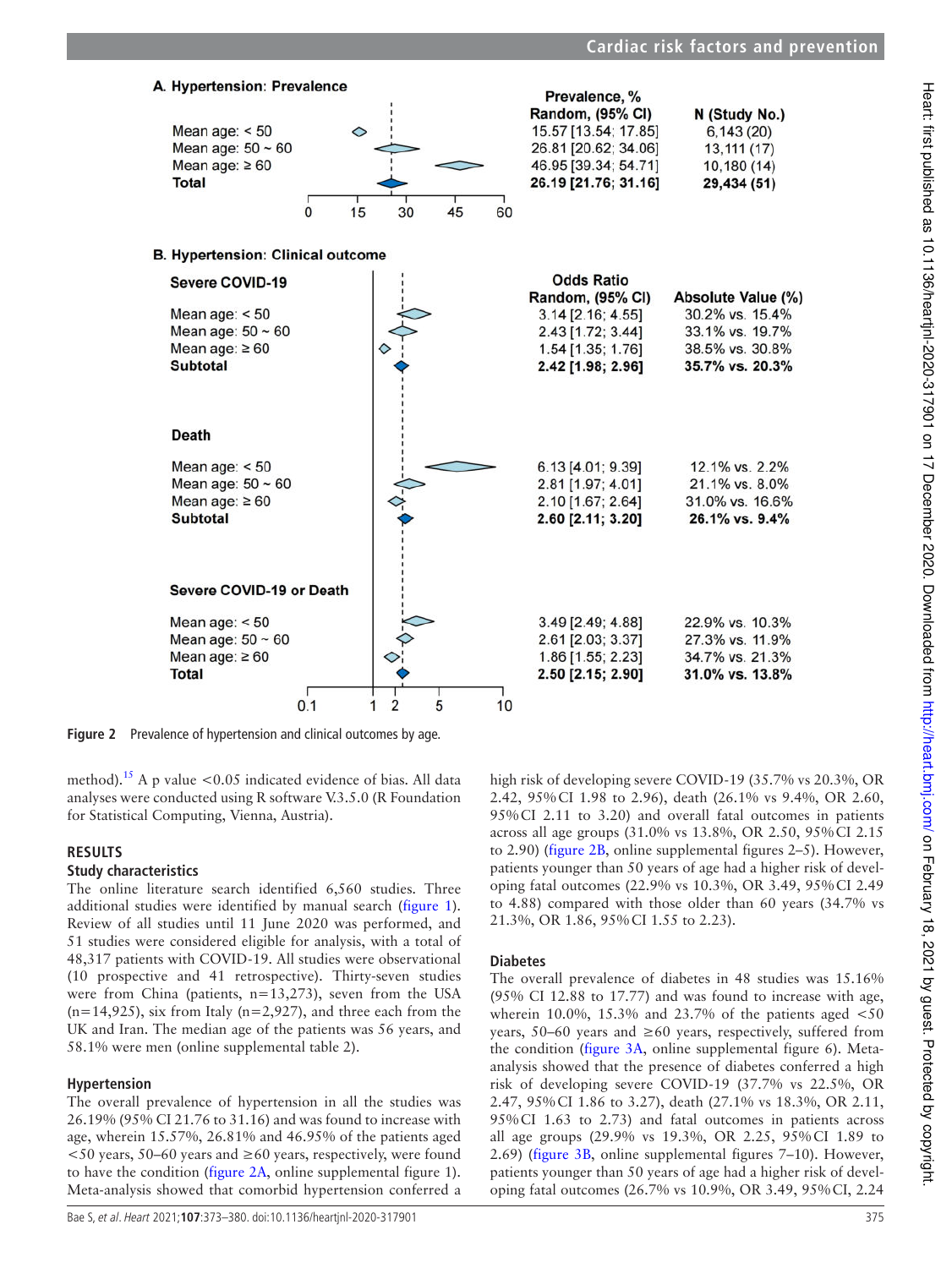**A. Hypertension: Prevalence**

| | Prevalence, % Random, (95% CI) | N (Study No.) |
|---|---|---|
| Mean age: < 50 | 15.57 [13.54; 17.85] | 6,143 (20) |
| Mean age: 50 ~ 60 | 26.81 [20.62; 34.06] | 13,111 (17) |
| Mean age: ≥ 60 | 46.95 [39.34; 54.71] | 10,180 (14) |
| **Total** | **26.19 [21.76; 31.16]** | **29,434 (51)** |

**B. Hypertension: Clinical outcome**

| | Odds Ratio Random, (95% CI) | Absolute Value (%) |
|---|---|---|
| **Severe COVID-19** | | |
| Mean age: < 50 | 3.14 [2.16; 4.55] | 30.2% vs. 15.4% |
| Mean age: 50 ~ 60 | 2.43 [1.72; 3.44] | 33.1% vs. 19.7% |
| Mean age: ≥ 60 | 1.54 [1.35; 1.76] | 38.5% vs. 30.8% |
| **Subtotal** | **2.42 [1.98; 2.96]** | **35.7% vs. 20.3%** |
| **Death** | | |
| Mean age: < 50 | 6.13 [4.01; 9.39] | 12.1% vs. 2.2% |
| Mean age: 50 ~ 60 | 2.81 [1.97; 4.01] | 21.1% vs. 8.0% |
| Mean age: ≥ 60 | 2.10 [1.67; 2.64] | 31.0% vs. 16.6% |
| **Subtotal** | **2.60 [2.11; 3.20]** | **26.1% vs. 9.4%** |
| **Severe COVID-19 or Death** | | |
| Mean age: < 50 | 3.49 [2.49; 4.88] | 22.9% vs. 10.3% |
| Mean age: 50 ~ 60 | 2.61 [2.03; 3.37] | 27.3% vs. 11.9% |
| Mean age: ≥ 60 | 1.86 [1.55; 2.23] | 34.7% vs. 21.3% |
| **Total** | **2.50 [2.15; 2.90]** | **31.0% vs. 13.8%** |

**Figure 2** Prevalence of hypertension and clinical outcomes by age.

method).[15] A p value <0.05 indicated evidence of bias. All data analyses were conducted using R software V.3.5.0 (R Foundation for Statistical Computing, Vienna, Austria).

## RESULTS

### Study characteristics

The online literature search identified 6,560 studies. Three additional studies were identified by manual search (figure 1). Review of all studies until 11 June 2020 was performed, and 51 studies were considered eligible for analysis, with a total of 48,317 patients with COVID-19. All studies were observational (10 prospective and 41 retrospective). Thirty-seven studies were from China (patients, n=13,273), seven from the USA (n=14,925), six from Italy (n=2,927), and three each from the UK and Iran. The median age of the patients was 56 years, and 58.1% were men (online supplemental table 2).

### Hypertension

The overall prevalence of hypertension in all the studies was 26.19% (95% CI 21.76 to 31.16) and was found to increase with age, wherein 15.57%, 26.81% and 46.95% of the patients aged <50 years, 50–60 years and ≥60 years, respectively, were found to have the condition (figure 2A, online supplemental figure 1). Meta-analysis showed that comorbid hypertension conferred a high risk of developing severe COVID-19 (35.7% vs 20.3%, OR 2.42, 95% CI 1.98 to 2.96), death (26.1% vs 9.4%, OR 2.60, 95% CI 2.11 to 3.20) and overall fatal outcomes in patients across all age groups (31.0% vs 13.8%, OR 2.50, 95% CI 2.15 to 2.90) (figure 2B, online supplemental figures 2–5). However, patients younger than 50 years of age had a higher risk of developing fatal outcomes (22.9% vs 10.3%, OR 3.49, 95% CI 2.49 to 4.88) compared with those older than 60 years (34.7% vs 21.3%, OR 1.86, 95% CI 1.55 to 2.23).

### Diabetes

The overall prevalence of diabetes in 48 studies was 15.16% (95% CI 12.88 to 17.77) and was found to increase with age, wherein 10.0%, 15.3% and 23.7% of the patients aged <50 years, 50–60 years and ≥60 years, respectively, suffered from the condition (figure 3A, online supplemental figure 6). Meta-analysis showed that the presence of diabetes conferred a high risk of developing severe COVID-19 (37.7% vs 22.5%, OR 2.47, 95% CI 1.86 to 3.27), death (27.1% vs 18.3%, OR 2.11, 95% CI 1.63 to 2.73) and fatal outcomes in patients across all age groups (29.9% vs 19.3%, OR 2.25, 95% CI 1.89 to 2.69) (figure 3B, online supplemental figures 7–10). However, patients younger than 50 years of age had a higher risk of developing fatal outcomes (26.7% vs 10.9%, OR 3.49, 95% CI, 2.24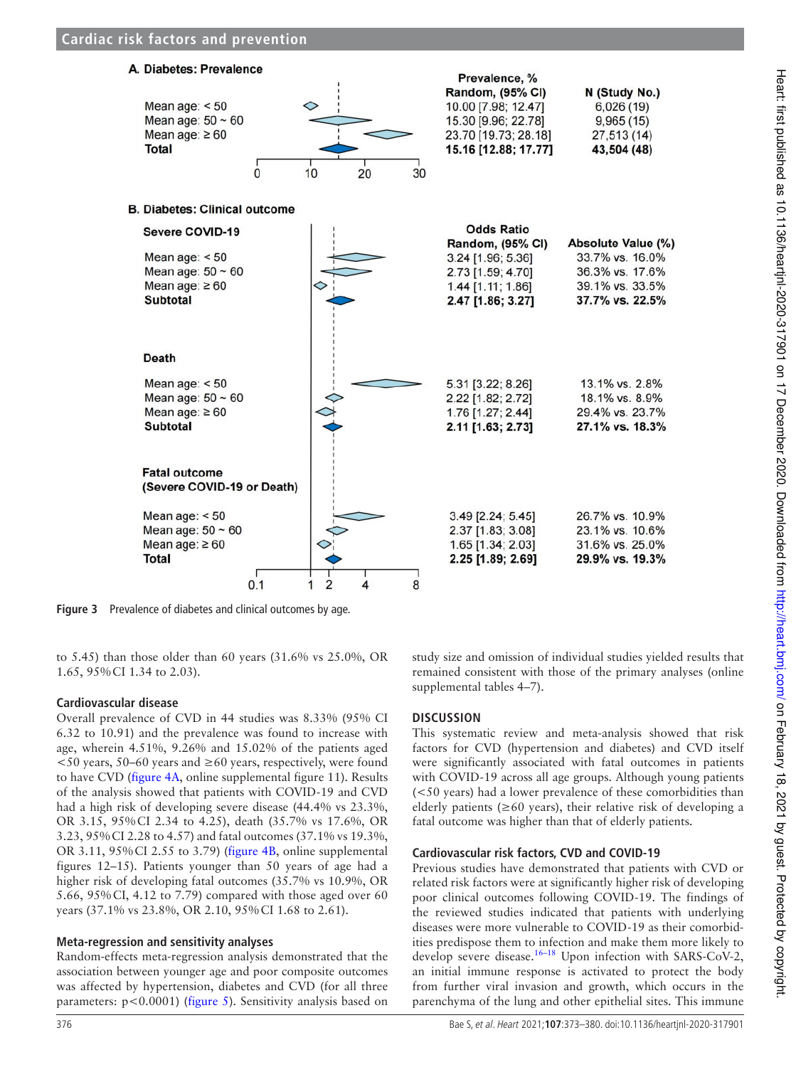**A. Diabetes: Prevalence**

| | Prevalence, % Random, (95% CI) | N (Study No.) |
|---|---|---|
| Mean age: < 50 | 10.00 [7.98; 12.47] | 6,026 (19) |
| Mean age: 50 ~ 60 | 15.30 [9.96; 22.78] | 9,965 (15) |
| Mean age: ≥ 60 | 23.70 [19.73; 28.18] | 27,513 (14) |
| **Total** | **15.16 [12.88; 17.77]** | **43,504 (48)** |

**B. Diabetes: Clinical outcome**

| | Odds Ratio Random, (95% CI) | Absolute Value (%) |
|---|---|---|
| **Severe COVID-19** | | |
| Mean age: < 50 | 3.24 [1.96; 5.36] | 33.7% vs. 16.0% |
| Mean age: 50 ~ 60 | 2.73 [1.59; 4.70] | 36.3% vs. 17.6% |
| Mean age: ≥ 60 | 1.44 [1.11; 1.86] | 39.1% vs. 33.5% |
| **Subtotal** | **2.47 [1.86; 3.27]** | **37.7% vs. 22.5%** |
| **Death** | | |
| Mean age: < 50 | 5.31 [3.22; 8.26] | 13.1% vs. 2.8% |
| Mean age: 50 ~ 60 | 2.22 [1.82; 2.72] | 18.1% vs. 8.9% |
| Mean age: ≥ 60 | 1.76 [1.27; 2.44] | 29.4% vs. 23.7% |
| **Subtotal** | **2.11 [1.63; 2.73]** | **27.1% vs. 18.3%** |
| **Fatal outcome (Severe COVID-19 or Death)** | | |
| Mean age: < 50 | 3.49 [2.24; 5.45] | 26.7% vs. 10.9% |
| Mean age: 50 ~ 60 | 2.37 [1.83; 3.08] | 23.1% vs. 10.6% |
| Mean age: ≥ 60 | 1.65 [1.34; 2.03] | 31.6% vs. 25.0% |
| **Total** | **2.25 [1.89; 2.69]** | **29.9% vs. 19.3%** |

**Figure 3** Prevalence of diabetes and clinical outcomes by age.

to 5.45) than those older than 60 years (31.6% vs 25.0%, OR 1.65, 95% CI 1.34 to 2.03).

### Cardiovascular disease

Overall prevalence of CVD in 44 studies was 8.33% (95% CI 6.32 to 10.91) and the prevalence was found to increase with age, wherein 4.51%, 9.26% and 15.02% of the patients aged <50 years, 50–60 years and ≥60 years, respectively, were found to have CVD (figure 4A, online supplemental figure 11). Results of the analysis showed that patients with COVID-19 and CVD had a high risk of developing severe disease (44.4% vs 23.3%, OR 3.15, 95% CI 2.34 to 4.25), death (35.7% vs 17.6%, OR 3.23, 95% CI 2.28 to 4.57) and fatal outcomes (37.1% vs 19.3%, OR 3.11, 95% CI 2.55 to 3.79) (figure 4B, online supplemental figures 12–15). Patients younger than 50 years of age had a higher risk of developing fatal outcomes (35.7% vs 10.9%, OR 5.66, 95% CI, 4.12 to 7.79) compared with those aged over 60 years (37.1% vs 23.8%, OR 2.10, 95% CI 1.68 to 2.61).

### Meta-regression and sensitivity analyses

Random-effects meta-regression analysis demonstrated that the association between younger age and poor composite outcomes was affected by hypertension, diabetes and CVD (for all three parameters: $p<0.0001$) (figure 5). Sensitivity analysis based on study size and omission of individual studies yielded results that remained consistent with those of the primary analyses (online supplemental tables 4–7).

## DISCUSSION

This systematic review and meta-analysis showed that risk factors for CVD (hypertension and diabetes) and CVD itself were significantly associated with fatal outcomes in patients with COVID-19 across all age groups. Although young patients (<50 years) had a lower prevalence of these comorbidities than elderly patients (≥60 years), their relative risk of developing a fatal outcome was higher than that of elderly patients.

### Cardiovascular risk factors, CVD and COVID-19

Previous studies have demonstrated that patients with CVD or related risk factors were at significantly higher risk of developing poor clinical outcomes following COVID-19. The findings of the reviewed studies indicated that patients with underlying diseases were more vulnerable to COVID-19 as their comorbidities predispose them to infection and make them more likely to develop severe disease.[16–18] Upon infection with SARS-CoV-2, an initial immune response is activated to protect the body from further viral invasion and growth, which occurs in the parenchyma of the lung and other epithelial sites. This immune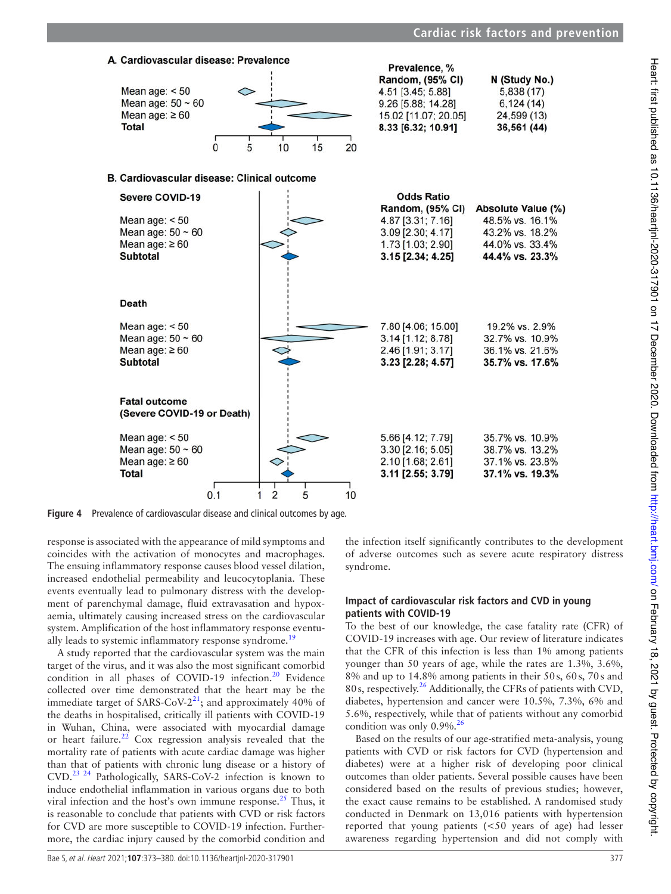**A. Cardiovascular disease: Prevalence**

| | Prevalence, % Random, (95% CI) | N (Study No.) |
|---|---|---|
| Mean age: < 50 | 4.51 [3.45; 5.88] | 5,838 (17) |
| Mean age: 50 ~ 60 | 9.26 [5.88; 14.28] | 6,124 (14) |
| Mean age: ≥ 60 | 15.02 [11.07; 20.05] | 24,599 (13) |
| **Total** | **8.33 [6.32; 10.91]** | **36,561 (44)** |

**B. Cardiovascular disease: Clinical outcome**

| | Odds Ratio Random, (95% CI) | Absolute Value (%) |
|---|---|---|
| **Severe COVID-19** | | |
| Mean age: < 50 | 4.87 [3.31; 7.16] | 48.5% vs. 16.1% |
| Mean age: 50 ~ 60 | 3.09 [2.30; 4.17] | 43.2% vs. 18.2% |
| Mean age: ≥ 60 | 1.73 [1.03; 2.90] | 44.0% vs. 33.4% |
| **Subtotal** | **3.15 [2.34; 4.25]** | **44.4% vs. 23.3%** |
| **Death** | | |
| Mean age: < 50 | 7.80 [4.06; 15.00] | 19.2% vs. 2.9% |
| Mean age: 50 ~ 60 | 3.14 [1.12; 8.78] | 32.7% vs. 10.9% |
| Mean age: ≥ 60 | 2.46 [1.91; 3.17] | 36.1% vs. 21.6% |
| **Subtotal** | **3.23 [2.28; 4.57]** | **35.7% vs. 17.6%** |
| **Fatal outcome (Severe COVID-19 or Death)** | | |
| Mean age: < 50 | 5.66 [4.12; 7.79] | 35.7% vs. 10.9% |
| Mean age: 50 ~ 60 | 3.30 [2.16; 5.05] | 38.7% vs. 13.2% |
| Mean age: ≥ 60 | 2.10 [1.68; 2.61] | 37.1% vs. 23.8% |
| **Total** | **3.11 [2.55; 3.79]** | **37.1% vs. 19.3%** |

**Figure 4** Prevalence of cardiovascular disease and clinical outcomes by age.

response is associated with the appearance of mild symptoms and coincides with the activation of monocytes and macrophages. The ensuing inflammatory response causes blood vessel dilation, increased endothelial permeability and leucocytoplania. These events eventually lead to pulmonary distress with the development of parenchymal damage, fluid extravasation and hypoxaemia, ultimately causing increased stress on the cardiovascular system. Amplification of the host inflammatory response eventually leads to systemic inflammatory response syndrome.[19]

A study reported that the cardiovascular system was the main target of the virus, and it was also the most significant comorbid condition in all phases of COVID-19 infection.[20] Evidence collected over time demonstrated that the heart may be the immediate target of SARS-CoV-2[21]; and approximately 40% of the deaths in hospitalised, critically ill patients with COVID-19 in Wuhan, China, were associated with myocardial damage or heart failure.[22] Cox regression analysis revealed that the mortality rate of patients with acute cardiac damage was higher than that of patients with chronic lung disease or a history of CVD.[23 24] Pathologically, SARS-CoV-2 infection is known to induce endothelial inflammation in various organs due to both viral infection and the host's own immune response.[25] Thus, it is reasonable to conclude that patients with CVD or risk factors for CVD are more susceptible to COVID-19 infection. Furthermore, the cardiac injury caused by the comorbid condition and the infection itself significantly contributes to the development of adverse outcomes such as severe acute respiratory distress syndrome.

### Impact of cardiovascular risk factors and CVD in young patients with COVID-19

To the best of our knowledge, the case fatality rate (CFR) of COVID-19 increases with age. Our review of literature indicates that the CFR of this infection is less than 1% among patients younger than 50 years of age, while the rates are 1.3%, 3.6%, 8% and up to 14.8% among patients in their 50s, 60s, 70s and 80s, respectively.[26] Additionally, the CFRs of patients with CVD, diabetes, hypertension and cancer were 10.5%, 7.3%, 6% and 5.6%, respectively, while that of patients without any comorbid condition was only 0.9%.[26]

Based on the results of our age-stratified meta-analysis, young patients with CVD or risk factors for CVD (hypertension and diabetes) were at a higher risk of developing poor clinical outcomes than older patients. Several possible causes have been considered based on the results of previous studies; however, the exact cause remains to be established. A randomised study conducted in Denmark on 13,016 patients with hypertension reported that young patients (<50 years of age) had lesser awareness regarding hypertension and did not comply with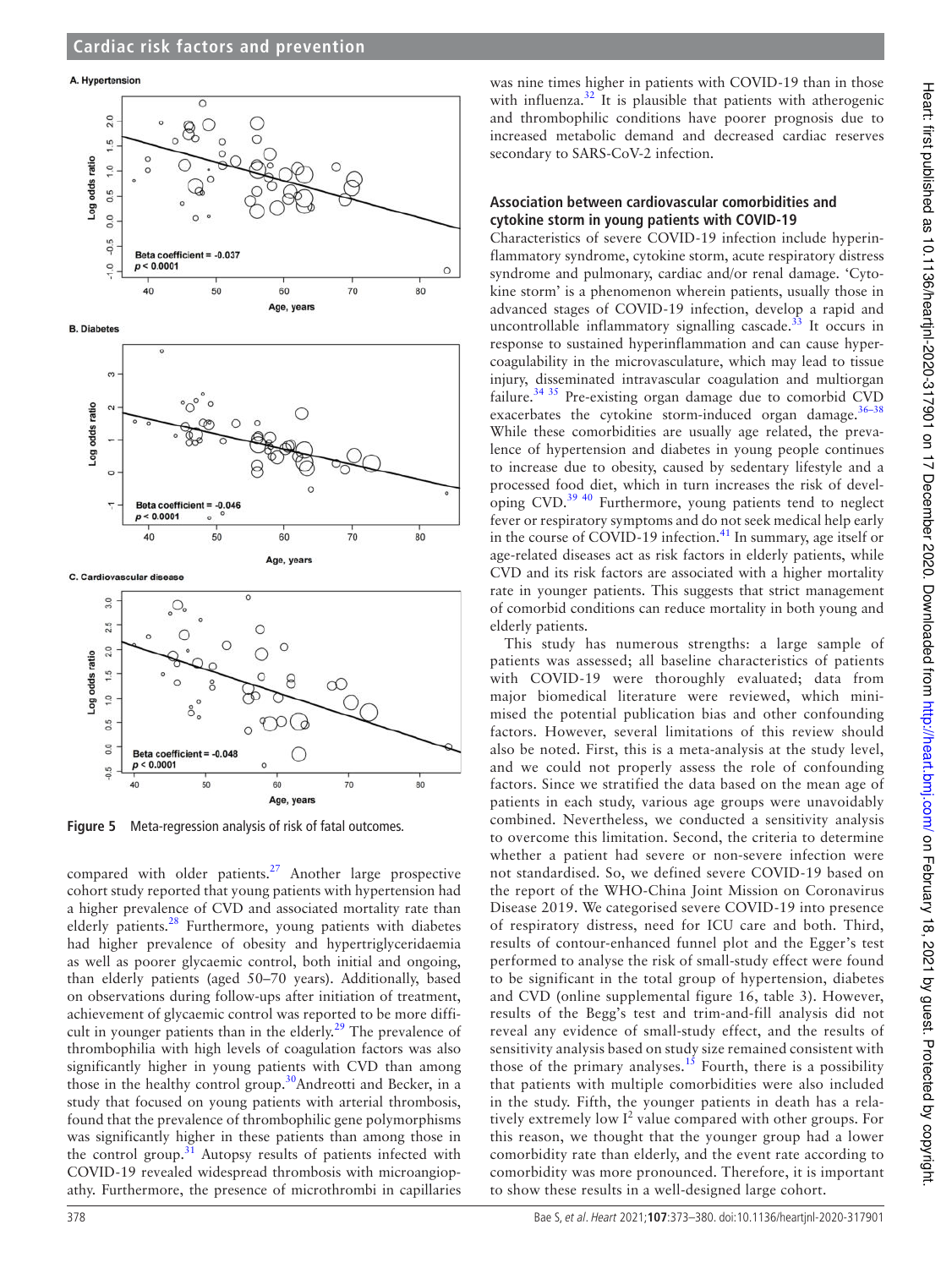A. Hypertension

Beta coefficient = -0.037
$p < 0.0001$

B. Diabetes

Beta coefficient = -0.046
$p < 0.0001$

C. Cardiovascular disease

Beta coefficient = -0.048
$p < 0.0001$

**Figure 5** Meta-regression analysis of risk of fatal outcomes.

compared with older patients.[27] Another large prospective cohort study reported that young patients with hypertension had a higher prevalence of CVD and associated mortality rate than elderly patients.[28] Furthermore, young patients with diabetes had higher prevalence of obesity and hypertriglyceridaemia as well as poorer glycaemic control, both initial and ongoing, than elderly patients (aged 50–70 years). Additionally, based on observations during follow-ups after initiation of treatment, achievement of glycaemic control was reported to be more difficult in younger patients than in the elderly.[29] The prevalence of thrombophilia with high levels of coagulation factors was also significantly higher in young patients with CVD than among those in the healthy control group.[30] Andreotti and Becker, in a study that focused on young patients with arterial thrombosis, found that the prevalence of thrombophilic gene polymorphisms was significantly higher in these patients than among those in the control group.[31] Autopsy results of patients infected with COVID-19 revealed widespread thrombosis with microangiopathy. Furthermore, the presence of microthrombi in capillaries was nine times higher in patients with COVID-19 than in those with influenza.[32] It is plausible that patients with atherogenic and thrombophilic conditions have poorer prognosis due to increased metabolic demand and decreased cardiac reserves secondary to SARS-CoV-2 infection.

### Association between cardiovascular comorbidities and cytokine storm in young patients with COVID-19

Characteristics of severe COVID-19 infection include hyperinflammatory syndrome, cytokine storm, acute respiratory distress syndrome and pulmonary, cardiac and/or renal damage. 'Cytokine storm' is a phenomenon wherein patients, usually those in advanced stages of COVID-19 infection, develop a rapid and uncontrollable inflammatory signalling cascade.[33] It occurs in response to sustained hyperinflammation and can cause hypercoagulability in the microvasculature, which may lead to tissue injury, disseminated intravascular coagulation and multiorgan failure.[34 35] Pre-existing organ damage due to comorbid CVD exacerbates the cytokine storm-induced organ damage.[36–38] While these comorbidities are usually age related, the prevalence of hypertension and diabetes in young people continues to increase due to obesity, caused by sedentary lifestyle and a processed food diet, which in turn increases the risk of developing CVD.[39 40] Furthermore, young patients tend to neglect fever or respiratory symptoms and do not seek medical help early in the course of COVID-19 infection.[41] In summary, age itself or age-related diseases act as risk factors in elderly patients, while CVD and its risk factors are associated with a higher mortality rate in younger patients. This suggests that strict management of comorbid conditions can reduce mortality in both young and elderly patients.

This study has numerous strengths: a large sample of patients was assessed; all baseline characteristics of patients with COVID-19 were thoroughly evaluated; data from major biomedical literature were reviewed, which minimised the potential publication bias and other confounding factors. However, several limitations of this review should also be noted. First, this is a meta-analysis at the study level, and we could not properly assess the role of confounding factors. Since we stratified the data based on the mean age of patients in each study, various age groups were unavoidably combined. Nevertheless, we conducted a sensitivity analysis to overcome this limitation. Second, the criteria to determine whether a patient had severe or non-severe infection were not standardised. So, we defined severe COVID-19 based on the report of the WHO-China Joint Mission on Coronavirus Disease 2019. We categorised severe COVID-19 into presence of respiratory distress, need for ICU care and both. Third, results of contour-enhanced funnel plot and the Egger's test performed to analyse the risk of small-study effect were found to be significant in the total group of hypertension, diabetes and CVD (online supplemental figure 16, table 3). However, results of the Begg's test and trim-and-fill analysis did not reveal any evidence of small-study effect, and the results of sensitivity analysis based on study size remained consistent with those of the primary analyses.[15] Fourth, there is a possibility that patients with multiple comorbidities were also included in the study. Fifth, the younger patients in death has a relatively extremely low $I^2$ value compared with other groups. For this reason, we thought that the younger group had a lower comorbidity rate than elderly, and the event rate according to comorbidity was more pronounced. Therefore, it is important to show these results in a well-designed large cohort.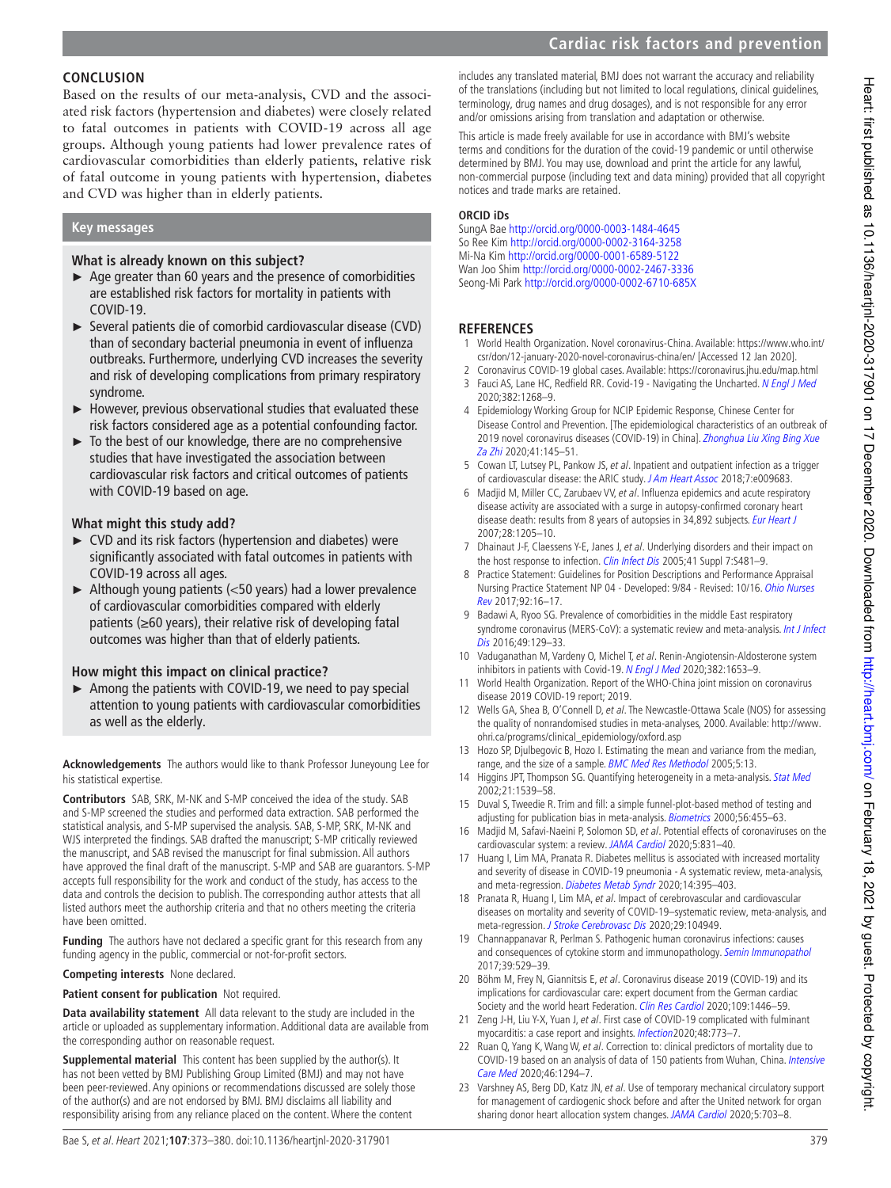## CONCLUSION

Based on the results of our meta-analysis, CVD and the associated risk factors (hypertension and diabetes) were closely related to fatal outcomes in patients with COVID-19 across all age groups. Although young patients had lower prevalence rates of cardiovascular comorbidities than elderly patients, relative risk of fatal outcome in young patients with hypertension, diabetes and CVD was higher than in elderly patients.

### Key messages

**What is already known on this subject?**

- Age greater than 60 years and the presence of comorbidities are established risk factors for mortality in patients with COVID-19.
- Several patients die of comorbid cardiovascular disease (CVD) than of secondary bacterial pneumonia in event of influenza outbreaks. Furthermore, underlying CVD increases the severity and risk of developing complications from primary respiratory syndrome.
- However, previous observational studies that evaluated these risk factors considered age as a potential confounding factor.
- To the best of our knowledge, there are no comprehensive studies that have investigated the association between cardiovascular risk factors and critical outcomes of patients with COVID-19 based on age.

**What might this study add?**

- CVD and its risk factors (hypertension and diabetes) were significantly associated with fatal outcomes in patients with COVID-19 across all ages.
- Although young patients (<50 years) had a lower prevalence of cardiovascular comorbidities compared with elderly patients (≥60 years), their relative risk of developing fatal outcomes was higher than that of elderly patients.

**How might this impact on clinical practice?**

- Among the patients with COVID-19, we need to pay special attention to young patients with cardiovascular comorbidities as well as the elderly.

**Acknowledgements** The authors would like to thank Professor Juneyoung Lee for his statistical expertise.

**Contributors** SAB, SRK, M-NK and S-MP conceived the idea of the study. SAB and S-MP screened the studies and performed data extraction. SAB performed the statistical analysis, and S-MP supervised the analysis. SAB, S-MP, SRK, M-NK and WJS interpreted the findings. SAB drafted the manuscript; S-MP critically reviewed the manuscript, and SAB revised the manuscript for final submission. All authors have approved the final draft of the manuscript. S-MP and SAB are guarantors. S-MP accepts full responsibility for the work and conduct of the study, has access to the data and controls the decision to publish. The corresponding author attests that all listed authors meet the authorship criteria and that no others meeting the criteria have been omitted.

**Funding** The authors have not declared a specific grant for this research from any funding agency in the public, commercial or not-for-profit sectors.

**Competing interests** None declared.

**Patient consent for publication** Not required.

**Data availability statement** All data relevant to the study are included in the article or uploaded as supplementary information. Additional data are available from the corresponding author on reasonable request.

**Supplemental material** This content has been supplied by the author(s). It has not been vetted by BMJ Publishing Group Limited (BMJ) and may not have been peer-reviewed. Any opinions or recommendations discussed are solely those of the author(s) and are not endorsed by BMJ. BMJ disclaims all liability and responsibility arising from any reliance placed on the content. Where the content includes any translated material, BMJ does not warrant the accuracy and reliability of the translations (including but not limited to local regulations, clinical guidelines, terminology, drug names and drug dosages), and is not responsible for any error and/or omissions arising from translation and adaptation or otherwise.

This article is made freely available for use in accordance with BMJ's website terms and conditions for the duration of the covid-19 pandemic or until otherwise determined by BMJ. You may use, download and print the article for any lawful, non-commercial purpose (including text and data mining) provided that all copyright notices and trade marks are retained.

**ORCID iDs**

SungA Bae http://orcid.org/0000-0003-1484-4645
So Ree Kim http://orcid.org/0000-0002-3164-3258
Mi-Na Kim http://orcid.org/0000-0001-6589-5122
Wan Joo Shim http://orcid.org/0000-0002-2467-3336
Seong-Mi Park http://orcid.org/0000-0002-6710-685X

## REFERENCES

1. World Health Organization. Novel coronavirus-China. Available: https://www.who.int/csr/don/12-january-2020-novel-coronavirus-china/en/ [Accessed 12 Jan 2020].
2. Coronavirus COVID-19 global cases. Available: https://coronavirus.jhu.edu/map.html
3. Fauci AS, Lane HC, Redfield RR. Covid-19 - Navigating the Uncharted. *N Engl J Med* 2020;382:1268–9.
4. Epidemiology Working Group for NCIP Epidemic Response, Chinese Center for Disease Control and Prevention. [The epidemiological characteristics of an outbreak of 2019 novel coronavirus diseases (COVID-19) in China]. *Zhonghua Liu Xing Bing Xue Za Zhi* 2020;41:145–51.
5. Cowan LT, Lutsey PL, Pankow JS, *et al*. Inpatient and outpatient infection as a trigger of cardiovascular disease: the ARIC study. *J Am Heart Assoc* 2018;7:e009683.
6. Madjid M, Miller CC, Zarubaev VV, *et al*. Influenza epidemics and acute respiratory disease activity are associated with a surge in autopsy-confirmed coronary heart disease death: results from 8 years of autopsies in 34,892 subjects. *Eur Heart J* 2007;28:1205–10.
7. Dhainaut J-F, Claessens Y-E, Janes J, *et al*. Underlying disorders and their impact on the host response to infection. *Clin Infect Dis* 2005;41 Suppl 7:S481–9.
8. Practice Statement: Guidelines for Position Descriptions and Performance Appraisal Nursing Practice Statement NP 04 - Developed: 9/84 - Revised: 10/16. *Ohio Nurses Rev* 2017;92:16–17.
9. Badawi A, Ryoo SG. Prevalence of comorbidities in the middle East respiratory syndrome coronavirus (MERS-CoV): a systematic review and meta-analysis. *Int J Infect Dis* 2016;49:129–33.
10. Vaduganathan M, Vardeny O, Michel T, *et al*. Renin-Angiotensin-Aldosterone system inhibitors in patients with Covid-19. *N Engl J Med* 2020;382:1653–9.
11. World Health Organization. Report of the WHO-China joint mission on coronavirus disease 2019 COVID-19 report; 2019.
12. Wells GA, Shea B, O'Connell D, *et al*. The Newcastle-Ottawa Scale (NOS) for assessing the quality of nonrandomised studies in meta-analyses, 2000. Available: http://www.ohri.ca/programs/clinical_epidemiology/oxford.asp
13. Hozo SP, Djulbegovic B, Hozo I. Estimating the mean and variance from the median, range, and the size of a sample. *BMC Med Res Methodol* 2005;5:13.
14. Higgins JPT, Thompson SG. Quantifying heterogeneity in a meta-analysis. *Stat Med* 2002;21:1539–58.
15. Duval S, Tweedie R. Trim and fill: a simple funnel-plot-based method of testing and adjusting for publication bias in meta-analysis. *Biometrics* 2000;56:455–63.
16. Madjid M, Safavi-Naeini P, Solomon SD, *et al*. Potential effects of coronaviruses on the cardiovascular system: a review. *JAMA Cardiol* 2020;5:831–40.
17. Huang I, Lim MA, Pranata R. Diabetes mellitus is associated with increased mortality and severity of disease in COVID-19 pneumonia - A systematic review, meta-analysis, and meta-regression. *Diabetes Metab Syndr* 2020;14:395–403.
18. Pranata R, Huang I, Lim MA, *et al*. Impact of cerebrovascular and cardiovascular diseases on mortality and severity of COVID-19–systematic review, meta-analysis, and meta-regression. *J Stroke Cerebrovasc Dis* 2020;29:104949.
19. Channappanavar R, Perlman S. Pathogenic human coronavirus infections: causes and consequences of cytokine storm and immunopathology. *Semin Immunopathol* 2017;39:529–39.
20. Böhm M, Frey N, Giannitsis E, *et al*. Coronavirus disease 2019 (COVID-19) and its implications for cardiovascular care: expert document from the German cardiac Society and the world heart Federation. *Clin Res Cardiol* 2020;109:1446–59.
21. Zeng J-H, Liu Y-X, Yuan J, *et al*. First case of COVID-19 complicated with fulminant myocarditis: a case report and insights. *Infection* 2020;48:773–7.
22. Ruan Q, Yang K, Wang W, *et al*. Correction to: clinical predictors of mortality due to COVID-19 based on an analysis of data of 150 patients from Wuhan, China. *Intensive Care Med* 2020;46:1294–7.
23. Varshney AS, Berg DD, Katz JN, *et al*. Use of temporary mechanical circulatory support for management of cardiogenic shock before and after the United network for organ sharing donor heart allocation system changes. *JAMA Cardiol* 2020;5:703–8.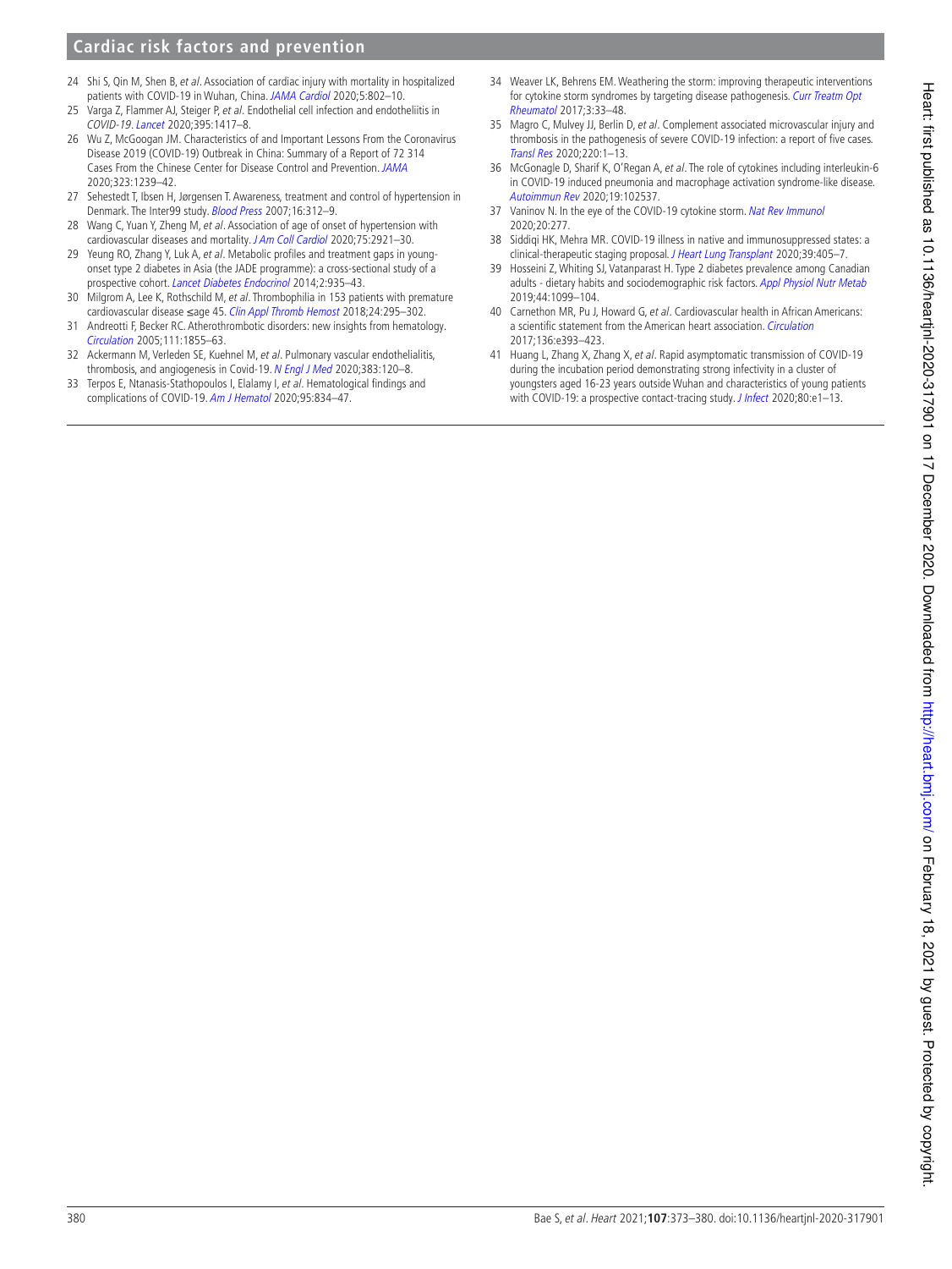24 Shi S, Qin M, Shen B, *et al*. Association of cardiac injury with mortality in hospitalized patients with COVID-19 in Wuhan, China. *JAMA Cardiol* 2020;5:802–10.

25 Varga Z, Flammer AJ, Steiger P, *et al*. Endothelial cell infection and endotheliitis in *COVID-19*. *Lancet* 2020;395:1417–8.

26 Wu Z, McGoogan JM. Characteristics of and Important Lessons From the Coronavirus Disease 2019 (COVID-19) Outbreak in China: Summary of a Report of 72 314 Cases From the Chinese Center for Disease Control and Prevention. *JAMA* 2020;323:1239–42.

27 Sehestedt T, Ibsen H, Jørgensen T. Awareness, treatment and control of hypertension in Denmark. The Inter99 study. *Blood Press* 2007;16:312–9.

28 Wang C, Yuan Y, Zheng M, *et al*. Association of age of onset of hypertension with cardiovascular diseases and mortality. *J Am Coll Cardiol* 2020;75:2921–30.

29 Yeung RO, Zhang Y, Luk A, *et al*. Metabolic profiles and treatment gaps in young-onset type 2 diabetes in Asia (the JADE programme): a cross-sectional study of a prospective cohort. *Lancet Diabetes Endocrinol* 2014;2:935–43.

30 Milgrom A, Lee K, Rothschild M, *et al*. Thrombophilia in 153 patients with premature cardiovascular disease ≤age 45. *Clin Appl Thromb Hemost* 2018;24:295–302.

31 Andreotti F, Becker RC. Atherothrombotic disorders: new insights from hematology. *Circulation* 2005;111:1855–63.

32 Ackermann M, Verleden SE, Kuehnel M, *et al*. Pulmonary vascular endothelialitis, thrombosis, and angiogenesis in Covid-19. *N Engl J Med* 2020;383:120–8.

33 Terpos E, Ntanasis-Stathopoulos I, Elalamy I, *et al*. Hematological findings and complications of COVID-19. *Am J Hematol* 2020;95:834–47.

34 Weaver LK, Behrens EM. Weathering the storm: improving therapeutic interventions for cytokine storm syndromes by targeting disease pathogenesis. *Curr Treatm Opt Rheumatol* 2017;3:33–48.

35 Magro C, Mulvey JJ, Berlin D, *et al*. Complement associated microvascular injury and thrombosis in the pathogenesis of severe COVID-19 infection: a report of five cases. *Transl Res* 2020;220:1–13.

36 McGonagle D, Sharif K, O'Regan A, *et al*. The role of cytokines including interleukin-6 in COVID-19 induced pneumonia and macrophage activation syndrome-like disease. *Autoimmun Rev* 2020;19:102537.

37 Vaninov N. In the eye of the COVID-19 cytokine storm. *Nat Rev Immunol* 2020;20:277.

38 Siddiqi HK, Mehra MR. COVID-19 illness in native and immunosuppressed states: a clinical-therapeutic staging proposal. *J Heart Lung Transplant* 2020;39:405–7.

39 Hosseini Z, Whiting SJ, Vatanparast H. Type 2 diabetes prevalence among Canadian adults - dietary habits and sociodemographic risk factors. *Appl Physiol Nutr Metab* 2019;44:1099–104.

40 Carnethon MR, Pu J, Howard G, *et al*. Cardiovascular health in African Americans: a scientific statement from the American heart association. *Circulation* 2017;136:e393–423.

41 Huang L, Zhang X, Zhang X, *et al*. Rapid asymptomatic transmission of COVID-19 during the incubation period demonstrating strong infectivity in a cluster of youngsters aged 16-23 years outside Wuhan and characteristics of young patients with COVID-19: a prospective contact-tracing study. *J Infect* 2020;80:e1–13.